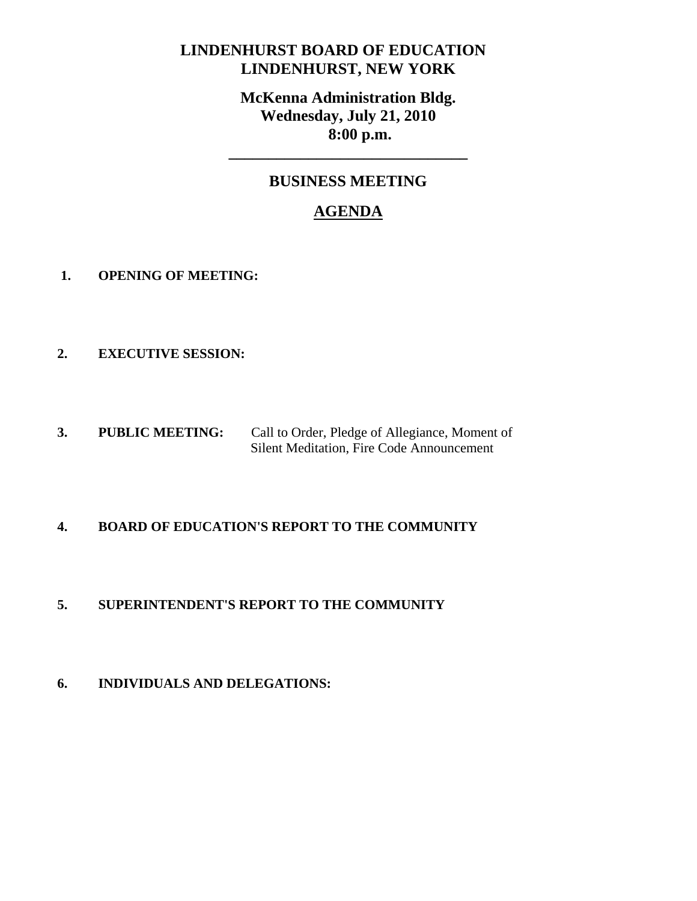# LINDENHURST BOARD OF EDUCATION
# LINDENHURST, NEW YORK

## McKenna Administration Bldg.
## Wednesday, July 21, 2010
## 8:00 p.m.

---

## BUSINESS MEETING

## AGENDA

1. **OPENING OF MEETING:**

2. **EXECUTIVE SESSION:**

3. **PUBLIC MEETING:** Call to Order, Pledge of Allegiance, Moment of Silent Meditation, Fire Code Announcement

4. **BOARD OF EDUCATION'S REPORT TO THE COMMUNITY**

5. **SUPERINTENDENT'S REPORT TO THE COMMUNITY**

6. **INDIVIDUALS AND DELEGATIONS:**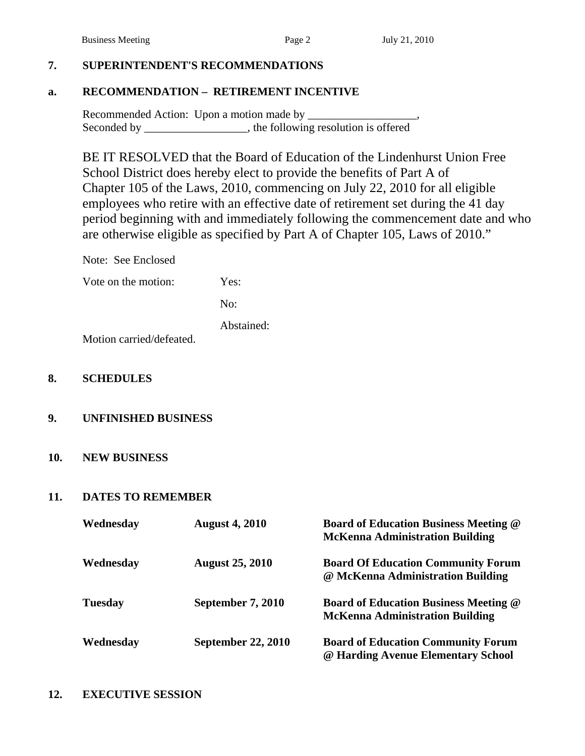## 7. SUPERINTENDENT'S RECOMMENDATIONS

### a. RECOMMENDATION – RETIREMENT INCENTIVE

Recommended Action: Upon a motion made by ___________________, Seconded by __________________, the following resolution is offered

BE IT RESOLVED that the Board of Education of the Lindenhurst Union Free School District does hereby elect to provide the benefits of Part A of Chapter 105 of the Laws, 2010, commencing on July 22, 2010 for all eligible employees who retire with an effective date of retirement set during the 41 day period beginning with and immediately following the commencement date and who are otherwise eligible as specified by Part A of Chapter 105, Laws of 2010."

Note: See Enclosed

Vote on the motion: Yes:

No:

Abstained:

Motion carried/defeated.

## 8. SCHEDULES

## 9. UNFINISHED BUSINESS

## 10. NEW BUSINESS

## 11. DATES TO REMEMBER

| | | |
|---|---|---|
| **Wednesday** | **August 4, 2010** | **Board of Education Business Meeting @ McKenna Administration Building** |
| **Wednesday** | **August 25, 2010** | **Board Of Education Community Forum @ McKenna Administration Building** |
| **Tuesday** | **September 7, 2010** | **Board of Education Business Meeting @ McKenna Administration Building** |
| **Wednesday** | **September 22, 2010** | **Board of Education Community Forum @ Harding Avenue Elementary School** |

## 12. EXECUTIVE SESSION